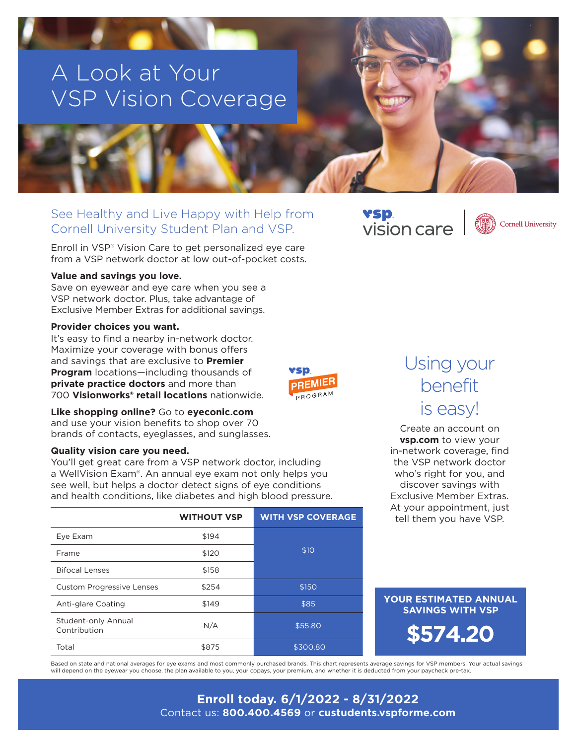# A Look at Your VSP Vision Coverage

## See Healthy and Live Happy with Help from Cornell University Student Plan and VSP.

vsp. vision care | Cornell University

Enroll in VSP® Vision Care to get personalized eye care from a VSP network doctor at low out-of-pocket costs.

**Value and savings you love.**
Save on eyewear and eye care when you see a VSP network doctor. Plus, take advantage of Exclusive Member Extras for additional savings.

**Provider choices you want.**
It's easy to find a nearby in-network doctor. Maximize your coverage with bonus offers and savings that are exclusive to **Premier Program** locations—including thousands of **private practice doctors** and more than 700 **Visionworks® retail locations** nationwide.

vsp. PREMIER PROGRAM

**Like shopping online?** Go to **eyeconic.com** and use your vision benefits to shop over 70 brands of contacts, eyeglasses, and sunglasses.

**Quality vision care you need.**
You'll get great care from a VSP network doctor, including a WellVision Exam®. An annual eye exam not only helps you see well, but helps a doctor detect signs of eye conditions and health conditions, like diabetes and high blood pressure.

| | WITHOUT VSP | WITH VSP COVERAGE |
|---|---|---|
| Eye Exam | $194 | $10 |
| Frame | $120 | |
| Bifocal Lenses | $158 | |
| Custom Progressive Lenses | $254 | $150 |
| Anti-glare Coating | $149 | $85 |
| Student-only Annual Contribution | N/A | $55.80 |
| Total | $875 | $300.80 |

## Using your benefit is easy!

Create an account on **vsp.com** to view your in-network coverage, find the VSP network doctor who's right for you, and discover savings with Exclusive Member Extras. At your appointment, just tell them you have VSP.

**YOUR ESTIMATED ANNUAL SAVINGS WITH VSP**

**$574.20**

Based on state and national averages for eye exams and most commonly purchased brands. This chart represents average savings for VSP members. Your actual savings will depend on the eyewear you choose, the plan available to you, your copays, your premium, and whether it is deducted from your paycheck pre-tax.

**Enroll today. 6/1/2022 - 8/31/2022**
Contact us: **800.400.4569** or **custudents.vspforme.com**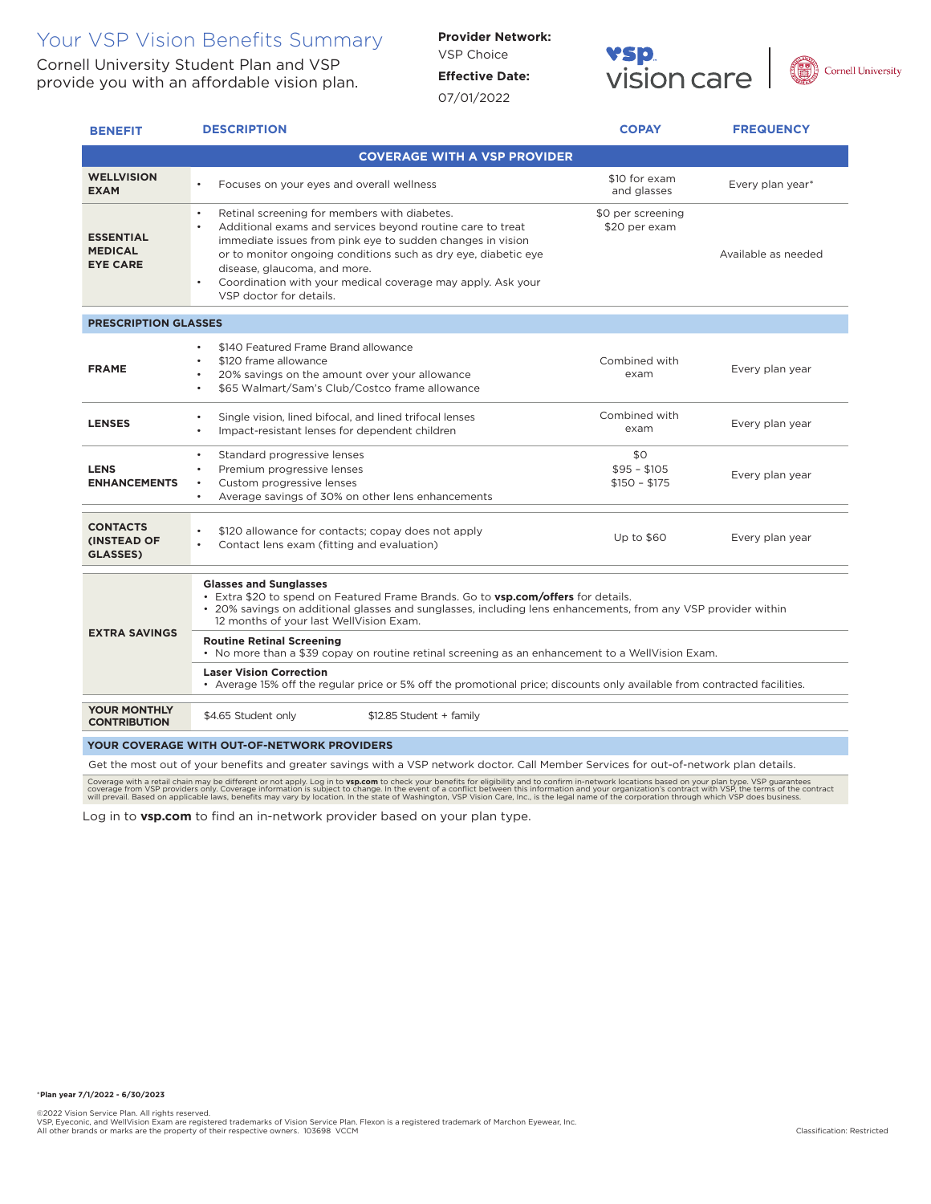# Your VSP Vision Benefits Summary

Cornell University Student Plan and VSP provide you with an affordable vision plan.

**Provider Network:**
VSP Choice

**Effective Date:**
07/01/2022

| BENEFIT | DESCRIPTION | COPAY | FREQUENCY |
|---|---|---|---|
| **COVERAGE WITH A VSP PROVIDER** | | | |
| **WELLVISION EXAM** | • Focuses on your eyes and overall wellness | $10 for exam and glasses | Every plan year* |
| **ESSENTIAL MEDICAL EYE CARE** | • Retinal screening for members with diabetes.<br>• Additional exams and services beyond routine care to treat immediate issues from pink eye to sudden changes in vision or to monitor ongoing conditions such as dry eye, diabetic eye disease, glaucoma, and more.<br>• Coordination with your medical coverage may apply. Ask your VSP doctor for details. | $0 per screening<br>$20 per exam | Available as needed |
| **PRESCRIPTION GLASSES** | | | |
| **FRAME** | • $140 Featured Frame Brand allowance<br>• $120 frame allowance<br>• 20% savings on the amount over your allowance<br>• $65 Walmart/Sam's Club/Costco frame allowance | Combined with exam | Every plan year |
| **LENSES** | • Single vision, lined bifocal, and lined trifocal lenses<br>• Impact-resistant lenses for dependent children | Combined with exam | Every plan year |
| **LENS ENHANCEMENTS** | • Standard progressive lenses<br>• Premium progressive lenses<br>• Custom progressive lenses<br>• Average savings of 30% on other lens enhancements | $0<br>$95 - $105<br>$150 - $175 | Every plan year |
| **CONTACTS (INSTEAD OF GLASSES)** | • $120 allowance for contacts; copay does not apply<br>• Contact lens exam (fitting and evaluation) | Up to $60 | Every plan year |
| **EXTRA SAVINGS** | **Glasses and Sunglasses**<br>• Extra $20 to spend on Featured Frame Brands. Go to **vsp.com/offers** for details.<br>• 20% savings on additional glasses and sunglasses, including lens enhancements, from any VSP provider within 12 months of your last WellVision Exam.<br>**Routine Retinal Screening**<br>• No more than a $39 copay on routine retinal screening as an enhancement to a WellVision Exam.<br>**Laser Vision Correction**<br>• Average 15% off the regular price or 5% off the promotional price; discounts only available from contracted facilities. | | |
| **YOUR MONTHLY CONTRIBUTION** | $4.65 Student only &nbsp;&nbsp; $12.85 Student + family | | |
| **YOUR COVERAGE WITH OUT-OF-NETWORK PROVIDERS** | | | |

Get the most out of your benefits and greater savings with a VSP network doctor. Call Member Services for out-of-network plan details.

Coverage with a retail chain may be different or not apply. Log in to **vsp.com** to check your benefits for eligibility and to confirm in-network locations based on your plan type. VSP guarantees coverage from VSP providers only. Coverage information is subject to change. In the event of a conflict between this information and your organization's contract with VSP, the terms of the contract will prevail. Based on applicable laws, benefits may vary by location. In the state of Washington, VSP Vision Care, Inc., is the legal name of the corporation through which VSP does business.

Log in to **vsp.com** to find an in-network provider based on your plan type.

***Plan year 7/1/2022 - 6/30/2023**

©2022 Vision Service Plan. All rights reserved.
VSP, Eyeconic, and WellVision Exam are registered trademarks of Vision Service Plan. Flexon is a registered trademark of Marchon Eyewear, Inc.
All other brands or marks are the property of their respective owners. 103698 VCCM

Classification: Restricted